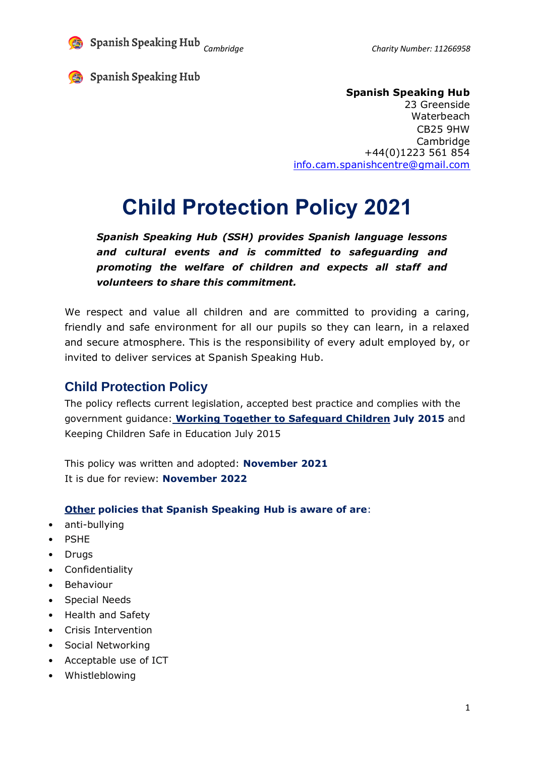Spanish Speaking Hub

**Spanish Speaking Hub**
23 Greenside
Waterbeach
CB25 9HW
Cambridge
+44(0)1223 561 854
info.cam.spanishcentre@gmail.com

# Child Protection Policy 2021

***Spanish Speaking Hub (SSH) provides Spanish language lessons and cultural events and is committed to safeguarding and promoting the welfare of children and expects all staff and volunteers to share this commitment.***

We respect and value all children and are committed to providing a caring, friendly and safe environment for all our pupils so they can learn, in a relaxed and secure atmosphere. This is the responsibility of every adult employed by, or invited to deliver services at Spanish Speaking Hub.

## Child Protection Policy

The policy reflects current legislation, accepted best practice and complies with the government guidance: **Working Together to Safeguard Children July 2015** and Keeping Children Safe in Education July 2015

This policy was written and adopted: **November 2021**
It is due for review: **November 2022**

**Other policies that Spanish Speaking Hub is aware of are**:

- anti-bullying
- PSHE
- Drugs
- Confidentiality
- Behaviour
- Special Needs
- Health and Safety
- Crisis Intervention
- Social Networking
- Acceptable use of ICT
- Whistleblowing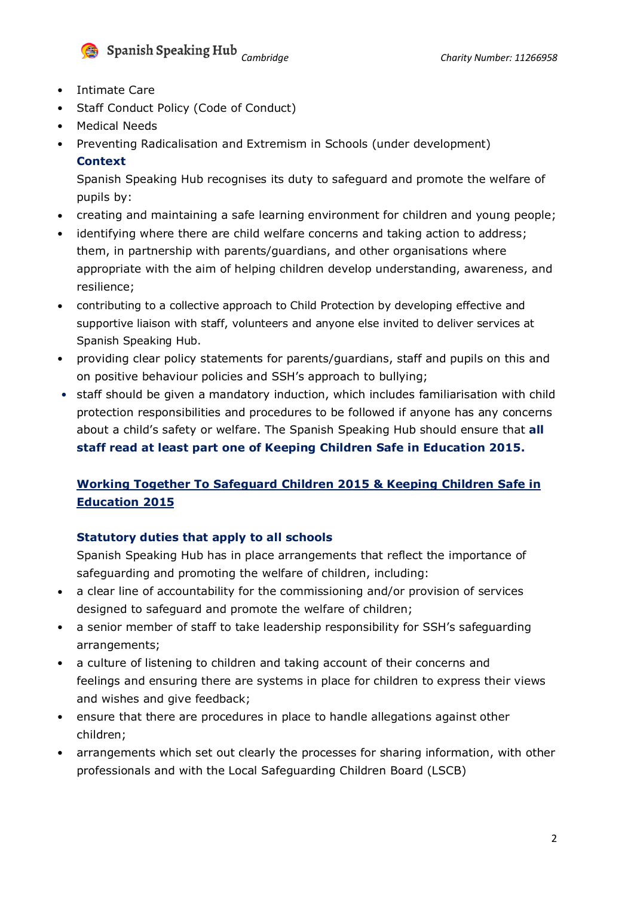- Intimate Care
- Staff Conduct Policy (Code of Conduct)
- Medical Needs
- Preventing Radicalisation and Extremism in Schools (under development)

### Context

Spanish Speaking Hub recognises its duty to safeguard and promote the welfare of pupils by:

- creating and maintaining a safe learning environment for children and young people;
- identifying where there are child welfare concerns and taking action to address; them, in partnership with parents/guardians, and other organisations where appropriate with the aim of helping children develop understanding, awareness, and resilience;
- contributing to a collective approach to Child Protection by developing effective and supportive liaison with staff, volunteers and anyone else invited to deliver services at Spanish Speaking Hub.
- providing clear policy statements for parents/guardians, staff and pupils on this and on positive behaviour policies and SSH's approach to bullying;
- staff should be given a mandatory induction, which includes familiarisation with child protection responsibilities and procedures to be followed if anyone has any concerns about a child's safety or welfare. The Spanish Speaking Hub should ensure that **all staff read at least part one of Keeping Children Safe in Education 2015.**

## Working Together To Safeguard Children 2015 & Keeping Children Safe in Education 2015

### Statutory duties that apply to all schools

Spanish Speaking Hub has in place arrangements that reflect the importance of safeguarding and promoting the welfare of children, including:

- a clear line of accountability for the commissioning and/or provision of services designed to safeguard and promote the welfare of children;
- a senior member of staff to take leadership responsibility for SSH's safeguarding arrangements;
- a culture of listening to children and taking account of their concerns and feelings and ensuring there are systems in place for children to express their views and wishes and give feedback;
- ensure that there are procedures in place to handle allegations against other children;
- arrangements which set out clearly the processes for sharing information, with other professionals and with the Local Safeguarding Children Board (LSCB)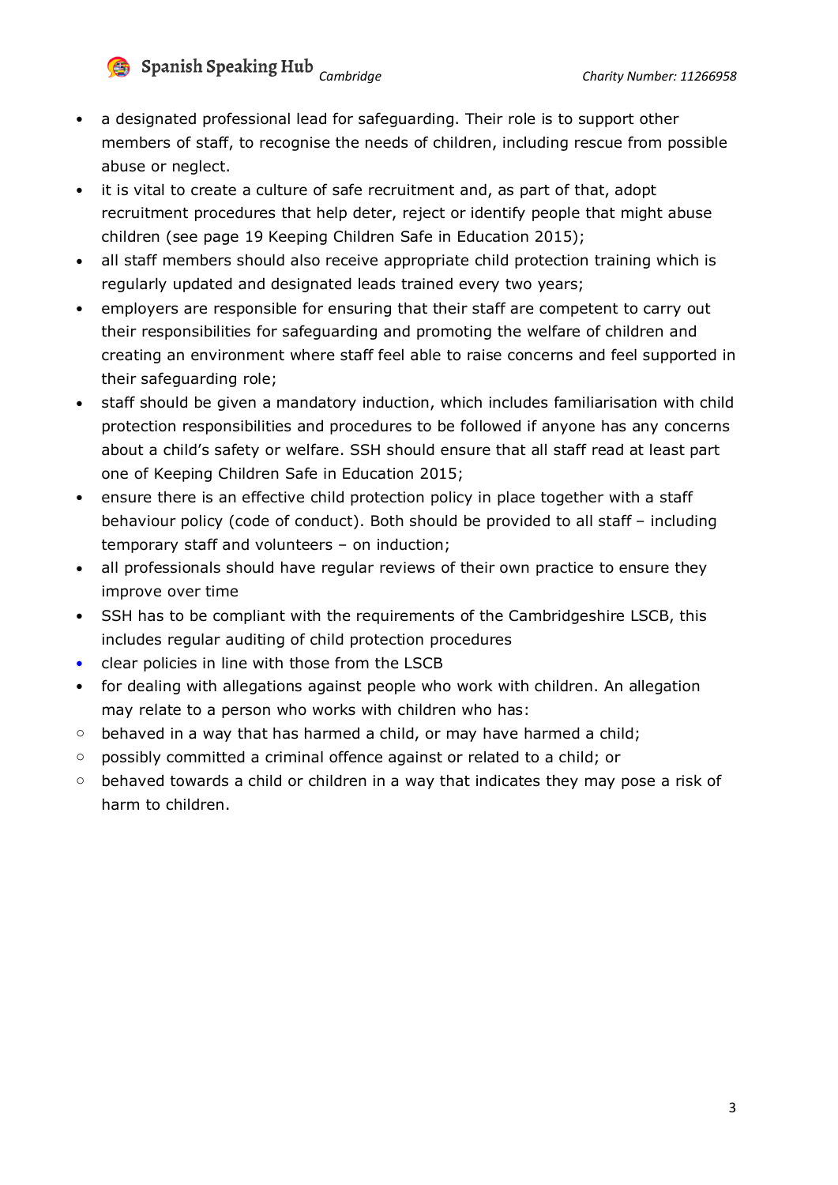- a designated professional lead for safeguarding. Their role is to support other members of staff, to recognise the needs of children, including rescue from possible abuse or neglect.
- it is vital to create a culture of safe recruitment and, as part of that, adopt recruitment procedures that help deter, reject or identify people that might abuse children (see page 19 Keeping Children Safe in Education 2015);
- all staff members should also receive appropriate child protection training which is regularly updated and designated leads trained every two years;
- employers are responsible for ensuring that their staff are competent to carry out their responsibilities for safeguarding and promoting the welfare of children and creating an environment where staff feel able to raise concerns and feel supported in their safeguarding role;
- staff should be given a mandatory induction, which includes familiarisation with child protection responsibilities and procedures to be followed if anyone has any concerns about a child's safety or welfare. SSH should ensure that all staff read at least part one of Keeping Children Safe in Education 2015;
- ensure there is an effective child protection policy in place together with a staff behaviour policy (code of conduct). Both should be provided to all staff – including temporary staff and volunteers – on induction;
- all professionals should have regular reviews of their own practice to ensure they improve over time
- SSH has to be compliant with the requirements of the Cambridgeshire LSCB, this includes regular auditing of child protection procedures
- clear policies in line with those from the LSCB
- for dealing with allegations against people who work with children. An allegation may relate to a person who works with children who has:
  - behaved in a way that has harmed a child, or may have harmed a child;
  - possibly committed a criminal offence against or related to a child; or
  - behaved towards a child or children in a way that indicates they may pose a risk of harm to children.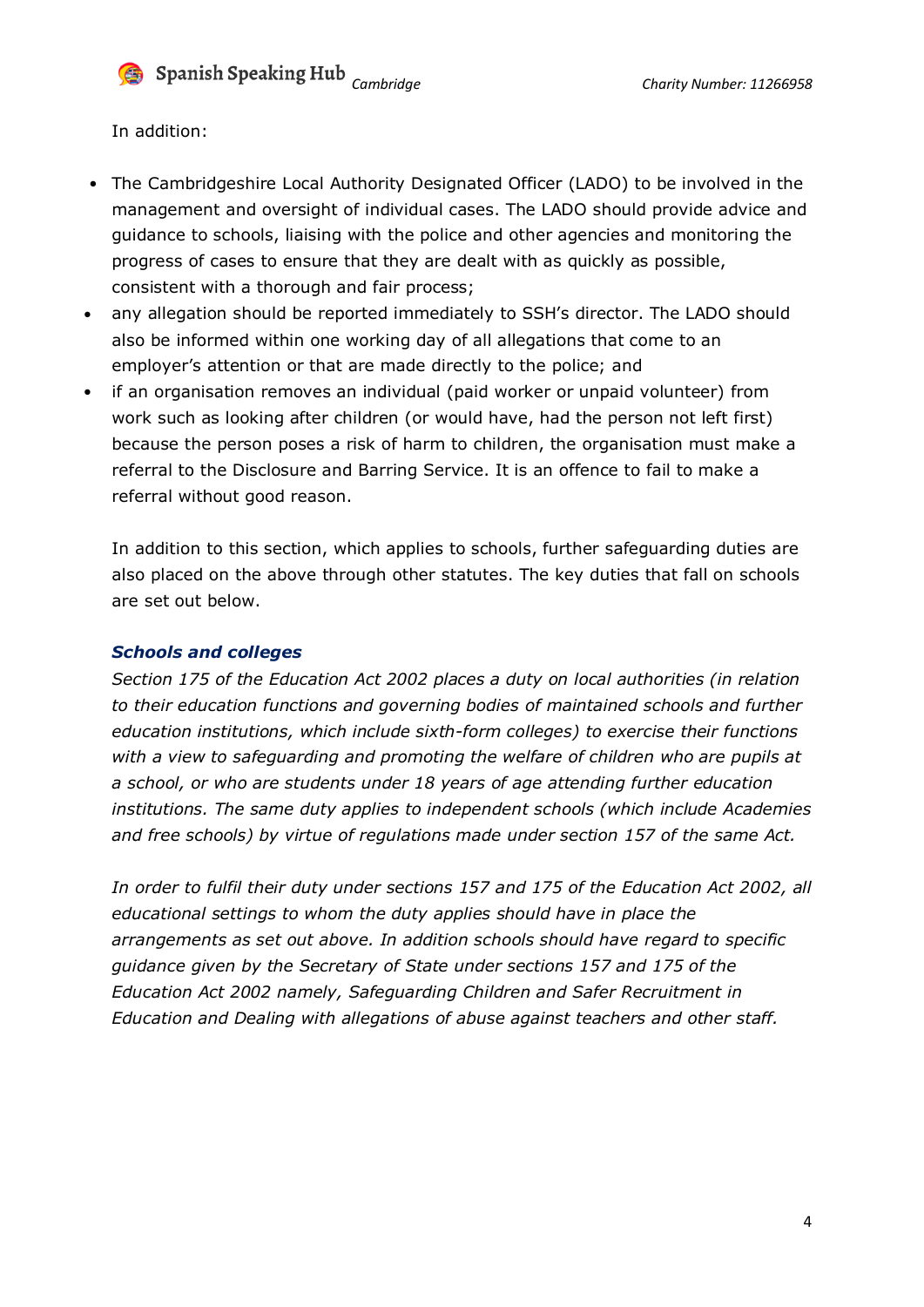In addition:

- The Cambridgeshire Local Authority Designated Officer (LADO) to be involved in the management and oversight of individual cases. The LADO should provide advice and guidance to schools, liaising with the police and other agencies and monitoring the progress of cases to ensure that they are dealt with as quickly as possible, consistent with a thorough and fair process;
- any allegation should be reported immediately to SSH's director. The LADO should also be informed within one working day of all allegations that come to an employer's attention or that are made directly to the police; and
- if an organisation removes an individual (paid worker or unpaid volunteer) from work such as looking after children (or would have, had the person not left first) because the person poses a risk of harm to children, the organisation must make a referral to the Disclosure and Barring Service. It is an offence to fail to make a referral without good reason.

In addition to this section, which applies to schools, further safeguarding duties are also placed on the above through other statutes. The key duties that fall on schools are set out below.

### ***Schools and colleges***

*Section 175 of the Education Act 2002 places a duty on local authorities (in relation to their education functions and governing bodies of maintained schools and further education institutions, which include sixth-form colleges) to exercise their functions with a view to safeguarding and promoting the welfare of children who are pupils at a school, or who are students under 18 years of age attending further education institutions. The same duty applies to independent schools (which include Academies and free schools) by virtue of regulations made under section 157 of the same Act.*

*In order to fulfil their duty under sections 157 and 175 of the Education Act 2002, all educational settings to whom the duty applies should have in place the arrangements as set out above. In addition schools should have regard to specific guidance given by the Secretary of State under sections 157 and 175 of the Education Act 2002 namely, Safeguarding Children and Safer Recruitment in Education and Dealing with allegations of abuse against teachers and other staff.*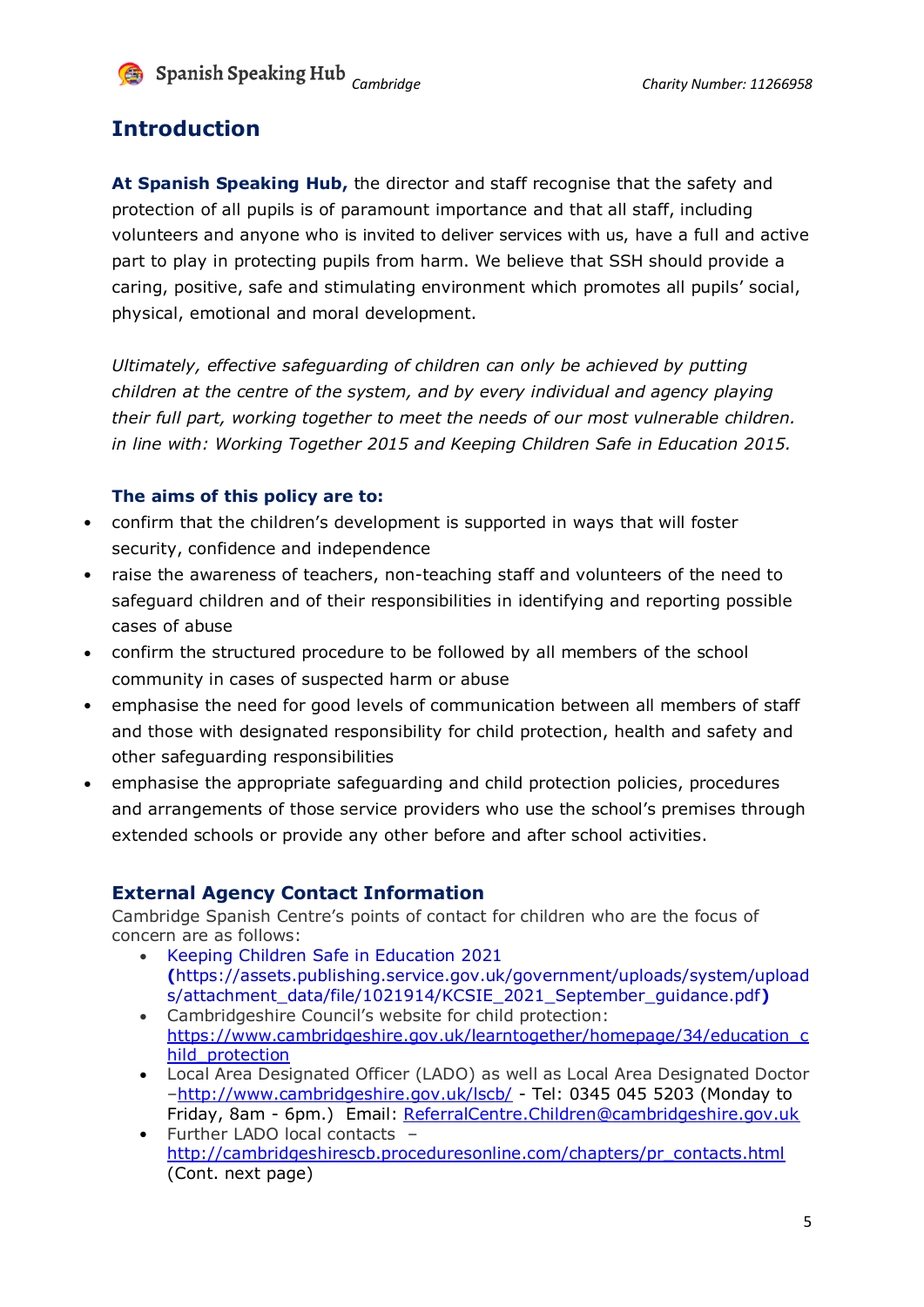## Introduction

**At Spanish Speaking Hub,** the director and staff recognise that the safety and protection of all pupils is of paramount importance and that all staff, including volunteers and anyone who is invited to deliver services with us, have a full and active part to play in protecting pupils from harm. We believe that SSH should provide a caring, positive, safe and stimulating environment which promotes all pupils' social, physical, emotional and moral development.

*Ultimately, effective safeguarding of children can only be achieved by putting children at the centre of the system, and by every individual and agency playing their full part, working together to meet the needs of our most vulnerable children. in line with: Working Together 2015 and Keeping Children Safe in Education 2015.*

### The aims of this policy are to:

- confirm that the children's development is supported in ways that will foster security, confidence and independence
- raise the awareness of teachers, non-teaching staff and volunteers of the need to safeguard children and of their responsibilities in identifying and reporting possible cases of abuse
- confirm the structured procedure to be followed by all members of the school community in cases of suspected harm or abuse
- emphasise the need for good levels of communication between all members of staff and those with designated responsibility for child protection, health and safety and other safeguarding responsibilities
- emphasise the appropriate safeguarding and child protection policies, procedures and arrangements of those service providers who use the school's premises through extended schools or provide any other before and after school activities.

## External Agency Contact Information

Cambridge Spanish Centre's points of contact for children who are the focus of concern are as follows:

- Keeping Children Safe in Education 2021 **(**https://assets.publishing.service.gov.uk/government/uploads/system/uploads/attachment_data/file/1021914/KCSIE_2021_September_guidance.pdf**)**
- Cambridgeshire Council's website for child protection: https://www.cambridgeshire.gov.uk/learntogether/homepage/34/education_child_protection
- Local Area Designated Officer (LADO) as well as Local Area Designated Doctor –http://www.cambridgeshire.gov.uk/lscb/ - Tel: 0345 045 5203 (Monday to Friday, 8am - 6pm.) Email: ReferralCentre.Children@cambridgeshire.gov.uk
- Further LADO local contacts – http://cambridgeshirescb.proceduresonline.com/chapters/pr_contacts.html (Cont. next page)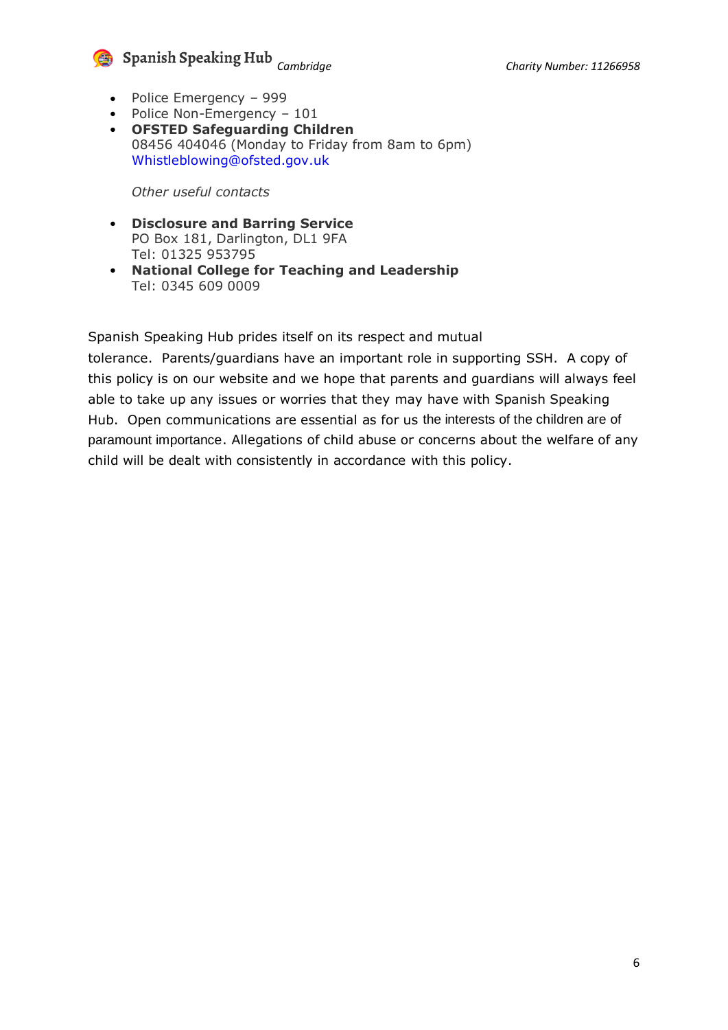- Police Emergency – 999
- Police Non-Emergency – 101
- **OFSTED Safeguarding Children**
  08456 404046 (Monday to Friday from 8am to 6pm)
  Whistleblowing@ofsted.gov.uk

  *Other useful contacts*

- **Disclosure and Barring Service**
  PO Box 181, Darlington, DL1 9FA
  Tel: 01325 953795
- **National College for Teaching and Leadership**
  Tel: 0345 609 0009

Spanish Speaking Hub prides itself on its respect and mutual tolerance. Parents/guardians have an important role in supporting SSH. A copy of this policy is on our website and we hope that parents and guardians will always feel able to take up any issues or worries that they may have with Spanish Speaking Hub. Open communications are essential as for us the interests of the children are of paramount importance. Allegations of child abuse or concerns about the welfare of any child will be dealt with consistently in accordance with this policy.